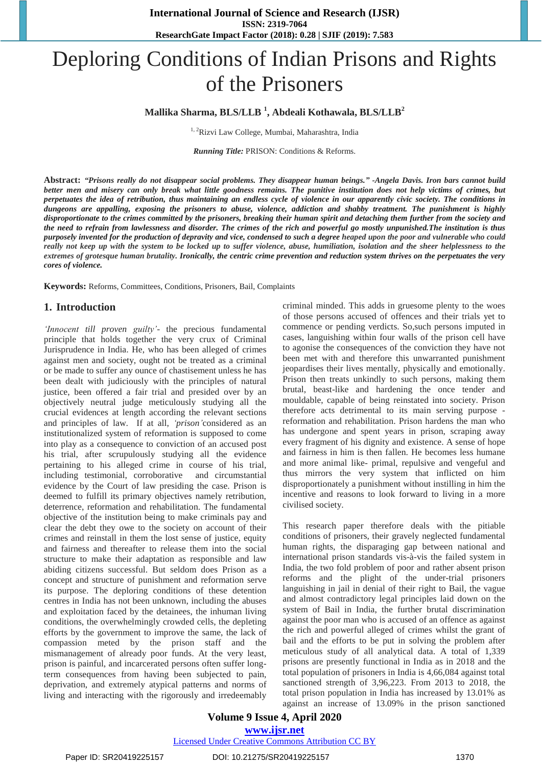# Deploring Conditions of Indian Prisons and Rights of the Prisoners

**Mallika Sharma, BLS/LLB [1], Abdeali Kothawala, BLS/LLB[2]**

[1, 2]Rizvi Law College, Mumbai, Maharashtra, India

***Running Title:*** PRISON: Conditions & Reforms.

**Abstract:** ***"Prisons really do not disappear social problems. They disappear human beings." -Angela Davis. Iron bars cannot build better men and misery can only break what little goodness remains. The punitive institution does not help victims of crimes, but perpetuates the idea of retribution, thus maintaining an endless cycle of violence in our apparently civic society. The conditions in dungeons are appalling, exposing the prisoners to abuse, violence, addiction and shabby treatment. The punishment is highly disproportionate to the crimes committed by the prisoners, breaking their human spirit and detaching them further from the society and the need to refrain from lawlessness and disorder. The crimes of the rich and powerful go mostly unpunished.The institution is thus purposely invented for the production of depravity and vice, condensed to such a degree heaped upon the poor and vulnerable who could really not keep up with the system to be locked up to suffer violence, abuse, humiliation, isolation and the sheer helplessness to the extremes of grotesque human brutality. Ironically, the centric crime prevention and reduction system thrives on the perpetuates the very cores of violence.***

**Keywords:** Reforms, Committees, Conditions, Prisoners, Bail, Complaints

## 1. Introduction

*'Innocent till proven guilty'*- the precious fundamental principle that holds together the very crux of Criminal Jurisprudence in India. He, who has been alleged of crimes against men and society, ought not be treated as a criminal or be made to suffer any ounce of chastisement unless he has been dealt with judiciously with the principles of natural justice, been offered a fair trial and presided over by an objectively neutral judge meticulously studying all the crucial evidences at length according the relevant sections and principles of law. If at all, *'prison'*considered as an institutionalized system of reformation is supposed to come into play as a consequence to conviction of an accused post his trial, after scrupulously studying all the evidence pertaining to his alleged crime in course of his trial, including testimonial, corroborative and circumstantial evidence by the Court of law presiding the case. Prison is deemed to fulfill its primary objectives namely retribution, deterrence, reformation and rehabilitation. The fundamental objective of the institution being to make criminals pay and clear the debt they owe to the society on account of their crimes and reinstall in them the lost sense of justice, equity and fairness and thereafter to release them into the social structure to make their adaptation as responsible and law abiding citizens successful. But seldom does Prison as a concept and structure of punishment and reformation serve its purpose. The deploring conditions of these detention centres in India has not been unknown, including the abuses and exploitation faced by the detainees, the inhuman living conditions, the overwhelmingly crowded cells, the depleting efforts by the government to improve the same, the lack of compassion meted by the prison staff and the mismanagement of already poor funds. At the very least, prison is painful, and incarcerated persons often suffer long-term consequences from having been subjected to pain, deprivation, and extremely atypical patterns and norms of living and interacting with the rigorously and irredeemably criminal minded. This adds in gruesome plenty to the woes of those persons accused of offences and their trials yet to commence or pending verdicts. So,such persons imputed in cases, languishing within four walls of the prison cell have to agonise the consequences of the conviction they have not been met with and therefore this unwarranted punishment jeopardises their lives mentally, physically and emotionally. Prison then treats unkindly to such persons, making them brutal, beast-like and hardening the once tender and mouldable, capable of being reinstated into society. Prison therefore acts detrimental to its main serving purpose - reformation and rehabilitation. Prison hardens the man who has undergone and spent years in prison, scraping away every fragment of his dignity and existence. A sense of hope and fairness in him is then fallen. He becomes less humane and more animal like- primal, repulsive and vengeful and thus mirrors the very system that inflicted on him disproportionately a punishment without instilling in him the incentive and reasons to look forward to living in a more civilised society.

This research paper therefore deals with the pitiable conditions of prisoners, their gravely neglected fundamental human rights, the disparaging gap between national and international prison standards vis-à-vis the failed system in India, the two fold problem of poor and rather absent prison reforms and the plight of the under-trial prisoners languishing in jail in denial of their right to Bail, the vague and almost contradictory legal principles laid down on the system of Bail in India, the further brutal discrimination against the poor man who is accused of an offence as against the rich and powerful alleged of crimes whilst the grant of bail and the efforts to be put in solving the problem after meticulous study of all analytical data. A total of 1,339 prisons are presently functional in India as in 2018 and the total population of prisoners in India is 4,66,084 against total sanctioned strength of 3,96,223. From 2013 to 2018, the total prison population in India has increased by 13.01% as against an increase of 13.09% in the prison sanctioned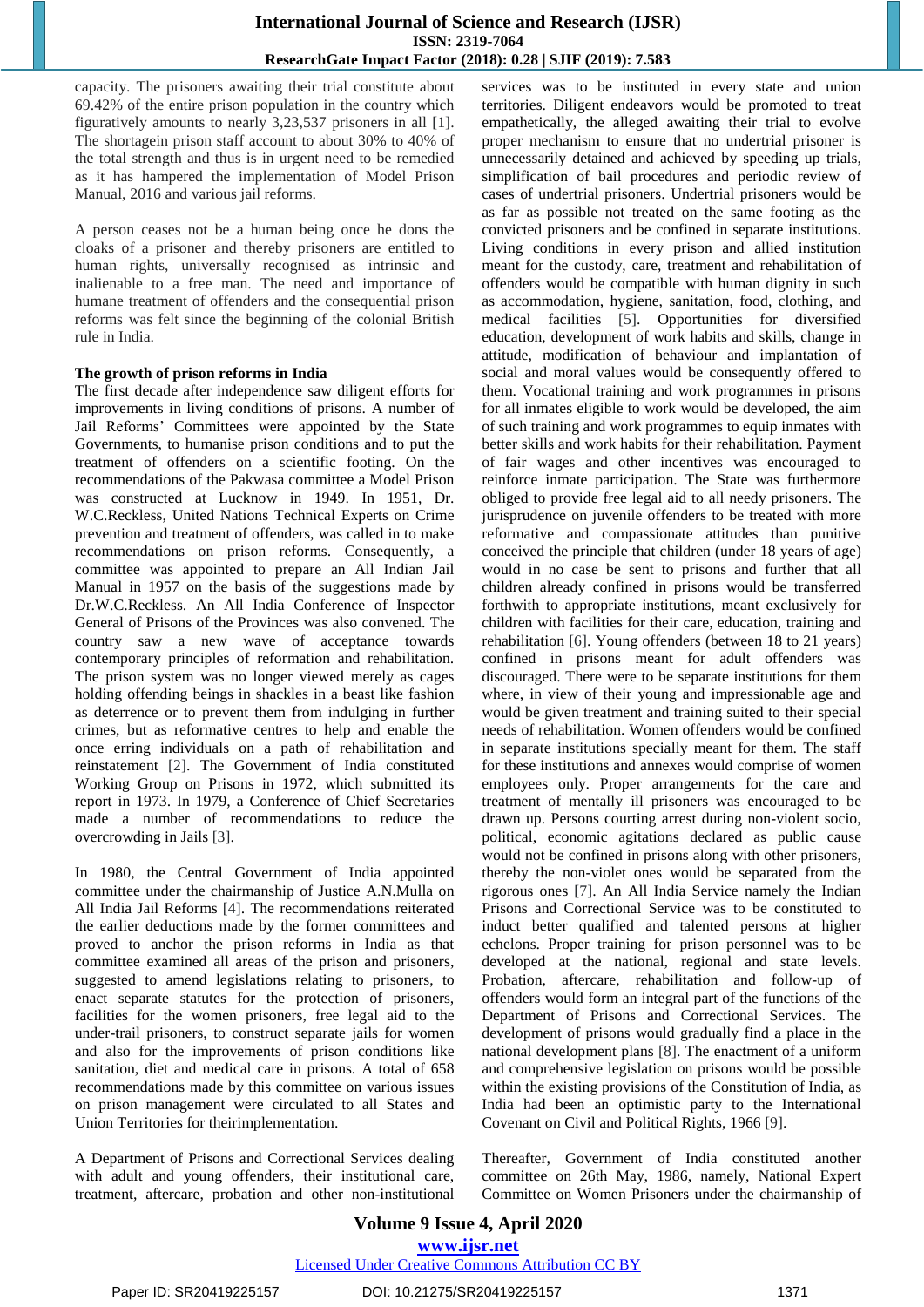capacity. The prisoners awaiting their trial constitute about 69.42% of the entire prison population in the country which figuratively amounts to nearly 3,23,537 prisoners in all [1]. The shortagein prison staff account to about 30% to 40% of the total strength and thus is in urgent need to be remedied as it has hampered the implementation of Model Prison Manual, 2016 and various jail reforms.

A person ceases not be a human being once he dons the cloaks of a prisoner and thereby prisoners are entitled to human rights, universally recognised as intrinsic and inalienable to a free man. The need and importance of humane treatment of offenders and the consequential prison reforms was felt since the beginning of the colonial British rule in India.

**The growth of prison reforms in India**

The first decade after independence saw diligent efforts for improvements in living conditions of prisons. A number of Jail Reforms' Committees were appointed by the State Governments, to humanise prison conditions and to put the treatment of offenders on a scientific footing. On the recommendations of the Pakwasa committee a Model Prison was constructed at Lucknow in 1949. In 1951, Dr. W.C.Reckless, United Nations Technical Experts on Crime prevention and treatment of offenders, was called in to make recommendations on prison reforms. Consequently, a committee was appointed to prepare an All Indian Jail Manual in 1957 on the basis of the suggestions made by Dr.W.C.Reckless. An All India Conference of Inspector General of Prisons of the Provinces was also convened. The country saw a new wave of acceptance towards contemporary principles of reformation and rehabilitation. The prison system was no longer viewed merely as cages holding offending beings in shackles in a beast like fashion as deterrence or to prevent them from indulging in further crimes, but as reformative centres to help and enable the once erring individuals on a path of rehabilitation and reinstatement [2]. The Government of India constituted Working Group on Prisons in 1972, which submitted its report in 1973. In 1979, a Conference of Chief Secretaries made a number of recommendations to reduce the overcrowding in Jails [3].

In 1980, the Central Government of India appointed committee under the chairmanship of Justice A.N.Mulla on All India Jail Reforms [4]. The recommendations reiterated the earlier deductions made by the former committees and proved to anchor the prison reforms in India as that committee examined all areas of the prison and prisoners, suggested to amend legislations relating to prisoners, to enact separate statutes for the protection of prisoners, facilities for the women prisoners, free legal aid to the under-trail prisoners, to construct separate jails for women and also for the improvements of prison conditions like sanitation, diet and medical care in prisons. A total of 658 recommendations made by this committee on various issues on prison management were circulated to all States and Union Territories for theirimplementation.

A Department of Prisons and Correctional Services dealing with adult and young offenders, their institutional care, treatment, aftercare, probation and other non-institutional services was to be instituted in every state and union territories. Diligent endeavors would be promoted to treat empathetically, the alleged awaiting their trial to evolve proper mechanism to ensure that no undertrial prisoner is unnecessarily detained and achieved by speeding up trials, simplification of bail procedures and periodic review of cases of undertrial prisoners. Undertrial prisoners would be as far as possible not treated on the same footing as the convicted prisoners and be confined in separate institutions. Living conditions in every prison and allied institution meant for the custody, care, treatment and rehabilitation of offenders would be compatible with human dignity in such as accommodation, hygiene, sanitation, food, clothing, and medical facilities [5]. Opportunities for diversified education, development of work habits and skills, change in attitude, modification of behaviour and implantation of social and moral values would be consequently offered to them. Vocational training and work programmes in prisons for all inmates eligible to work would be developed, the aim of such training and work programmes to equip inmates with better skills and work habits for their rehabilitation. Payment of fair wages and other incentives was encouraged to reinforce inmate participation. The State was furthermore obliged to provide free legal aid to all needy prisoners. The jurisprudence on juvenile offenders to be treated with more reformative and compassionate attitudes than punitive conceived the principle that children (under 18 years of age) would in no case be sent to prisons and further that all children already confined in prisons would be transferred forthwith to appropriate institutions, meant exclusively for children with facilities for their care, education, training and rehabilitation [6]. Young offenders (between 18 to 21 years) confined in prisons meant for adult offenders was discouraged. There were to be separate institutions for them where, in view of their young and impressionable age and would be given treatment and training suited to their special needs of rehabilitation. Women offenders would be confined in separate institutions specially meant for them. The staff for these institutions and annexes would comprise of women employees only. Proper arrangements for the care and treatment of mentally ill prisoners was encouraged to be drawn up. Persons courting arrest during non-violent socio, political, economic agitations declared as public cause would not be confined in prisons along with other prisoners, thereby the non-violet ones would be separated from the rigorous ones [7]. An All India Service namely the Indian Prisons and Correctional Service was to be constituted to induct better qualified and talented persons at higher echelons. Proper training for prison personnel was to be developed at the national, regional and state levels. Probation, aftercare, rehabilitation and follow-up of offenders would form an integral part of the functions of the Department of Prisons and Correctional Services. The development of prisons would gradually find a place in the national development plans [8]. The enactment of a uniform and comprehensive legislation on prisons would be possible within the existing provisions of the Constitution of India, as India had been an optimistic party to the International Covenant on Civil and Political Rights, 1966 [9].

Thereafter, Government of India constituted another committee on 26th May, 1986, namely, National Expert Committee on Women Prisoners under the chairmanship of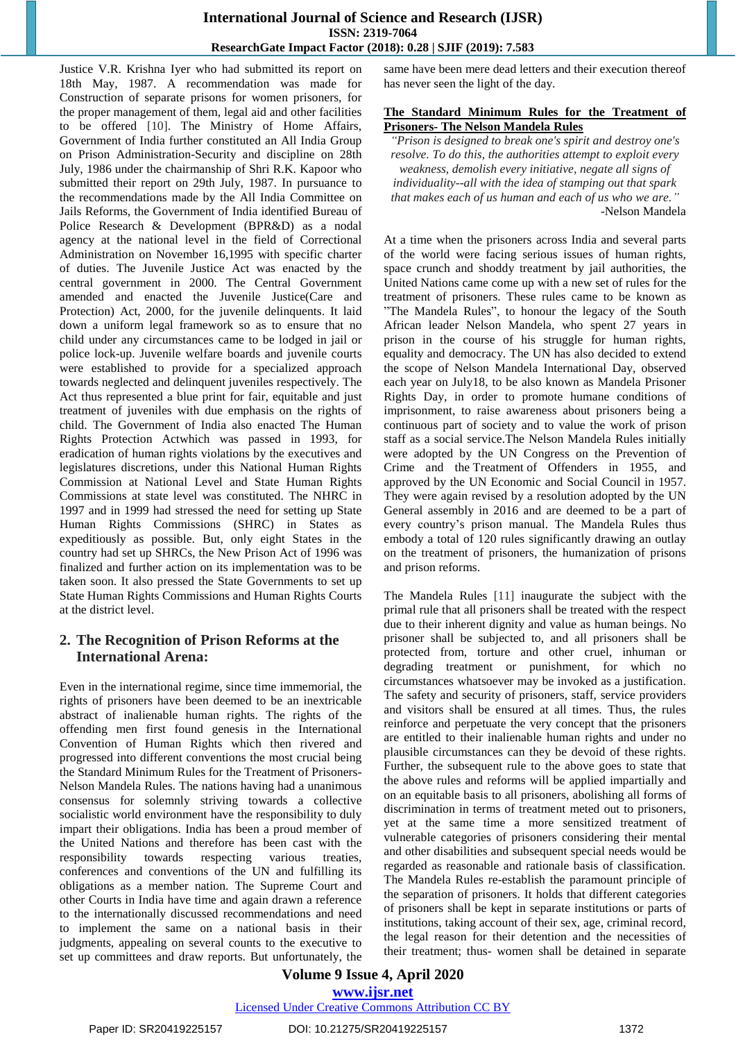Justice V.R. Krishna Iyer who had submitted its report on 18th May, 1987. A recommendation was made for Construction of separate prisons for women prisoners, for the proper management of them, legal aid and other facilities to be offered [10]. The Ministry of Home Affairs, Government of India further constituted an All India Group on Prison Administration-Security and discipline on 28th July, 1986 under the chairmanship of Shri R.K. Kapoor who submitted their report on 29th July, 1987. In pursuance to the recommendations made by the All India Committee on Jails Reforms, the Government of India identified Bureau of Police Research & Development (BPR&D) as a nodal agency at the national level in the field of Correctional Administration on November 16,1995 with specific charter of duties. The Juvenile Justice Act was enacted by the central government in 2000. The Central Government amended and enacted the Juvenile Justice(Care and Protection) Act, 2000, for the juvenile delinquents. It laid down a uniform legal framework so as to ensure that no child under any circumstances came to be lodged in jail or police lock-up. Juvenile welfare boards and juvenile courts were established to provide for a specialized approach towards neglected and delinquent juveniles respectively. The Act thus represented a blue print for fair, equitable and just treatment of juveniles with due emphasis on the rights of child. The Government of India also enacted The Human Rights Protection Actwhich was passed in 1993, for eradication of human rights violations by the executives and legislatures discretions, under this National Human Rights Commission at National Level and State Human Rights Commissions at state level was constituted. The NHRC in 1997 and in 1999 had stressed the need for setting up State Human Rights Commissions (SHRC) in States as expeditiously as possible. But, only eight States in the country had set up SHRCs, the New Prison Act of 1996 was finalized and further action on its implementation was to be taken soon. It also pressed the State Governments to set up State Human Rights Commissions and Human Rights Courts at the district level.

## 2. The Recognition of Prison Reforms at the International Arena:

Even in the international regime, since time immemorial, the rights of prisoners have been deemed to be an inextricable abstract of inalienable human rights. The rights of the offending men first found genesis in the International Convention of Human Rights which then rivered and progressed into different conventions the most crucial being the Standard Minimum Rules for the Treatment of Prisoners-Nelson Mandela Rules. The nations having had a unanimous consensus for solemnly striving towards a collective socialistic world environment have the responsibility to duly impart their obligations. India has been a proud member of the United Nations and therefore has been cast with the responsibility towards respecting various treaties, conferences and conventions of the UN and fulfilling its obligations as a member nation. The Supreme Court and other Courts in India have time and again drawn a reference to the internationally discussed recommendations and need to implement the same on a national basis in their judgments, appealing on several counts to the executive to set up committees and draw reports. But unfortunately, the same have been mere dead letters and their execution thereof has never seen the light of the day.

**The Standard Minimum Rules for the Treatment of Prisoners- The Nelson Mandela Rules**

*"Prison is designed to break one's spirit and destroy one's resolve. To do this, the authorities attempt to exploit every weakness, demolish every initiative, negate all signs of individuality--all with the idea of stamping out that spark that makes each of us human and each of us who we are."*

-Nelson Mandela

At a time when the prisoners across India and several parts of the world were facing serious issues of human rights, space crunch and shoddy treatment by jail authorities, the United Nations came come up with a new set of rules for the treatment of prisoners. These rules came to be known as "The Mandela Rules", to honour the legacy of the South African leader Nelson Mandela, who spent 27 years in prison in the course of his struggle for human rights, equality and democracy. The UN has also decided to extend the scope of Nelson Mandela International Day, observed each year on July18, to be also known as Mandela Prisoner Rights Day, in order to promote humane conditions of imprisonment, to raise awareness about prisoners being a continuous part of society and to value the work of prison staff as a social service.The Nelson Mandela Rules initially were adopted by the UN Congress on the Prevention of Crime and the Treatment of Offenders in 1955, and approved by the UN Economic and Social Council in 1957. They were again revised by a resolution adopted by the UN General assembly in 2016 and are deemed to be a part of every country's prison manual. The Mandela Rules thus embody a total of 120 rules significantly drawing an outlay on the treatment of prisoners, the humanization of prisons and prison reforms.

The Mandela Rules [11] inaugurate the subject with the primal rule that all prisoners shall be treated with the respect due to their inherent dignity and value as human beings. No prisoner shall be subjected to, and all prisoners shall be protected from, torture and other cruel, inhuman or degrading treatment or punishment, for which no circumstances whatsoever may be invoked as a justification. The safety and security of prisoners, staff, service providers and visitors shall be ensured at all times. Thus, the rules reinforce and perpetuate the very concept that the prisoners are entitled to their inalienable human rights and under no plausible circumstances can they be devoid of these rights. Further, the subsequent rule to the above goes to state that the above rules and reforms will be applied impartially and on an equitable basis to all prisoners, abolishing all forms of discrimination in terms of treatment meted out to prisoners, yet at the same time a more sensitized treatment of vulnerable categories of prisoners considering their mental and other disabilities and subsequent special needs would be regarded as reasonable and rationale basis of classification. The Mandela Rules re-establish the paramount principle of the separation of prisoners. It holds that different categories of prisoners shall be kept in separate institutions or parts of institutions, taking account of their sex, age, criminal record, the legal reason for their detention and the necessities of their treatment; thus- women shall be detained in separate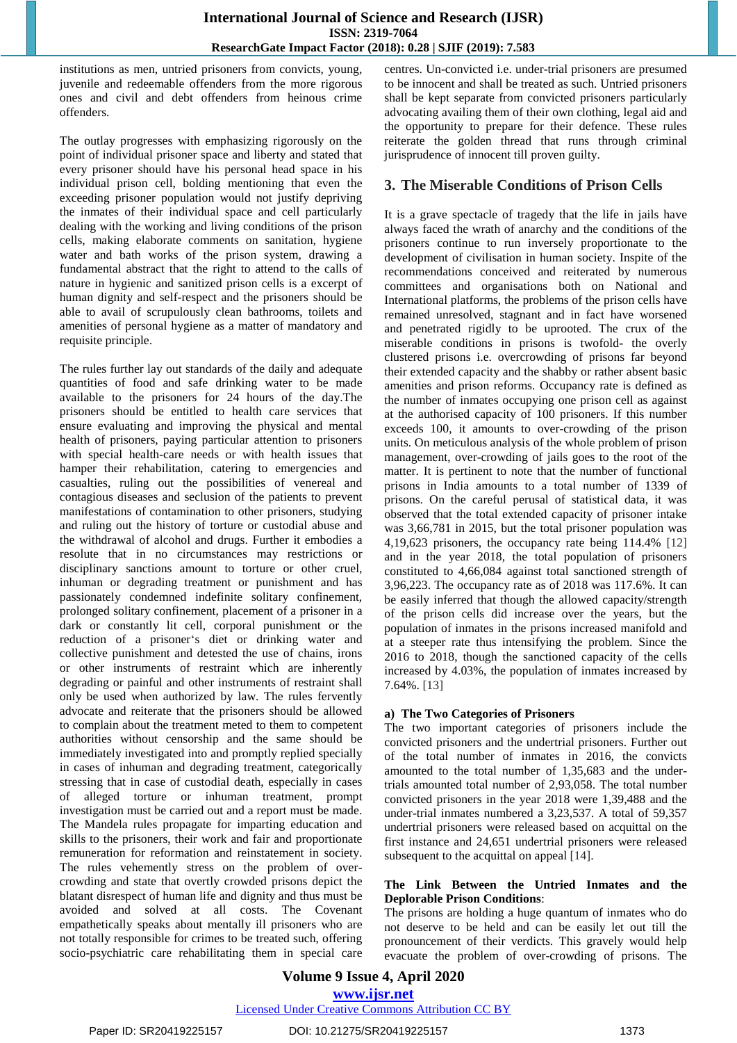institutions as men, untried prisoners from convicts, young, juvenile and redeemable offenders from the more rigorous ones and civil and debt offenders from heinous crime offenders.

The outlay progresses with emphasizing rigorously on the point of individual prisoner space and liberty and stated that every prisoner should have his personal head space in his individual prison cell, bolding mentioning that even the exceeding prisoner population would not justify depriving the inmates of their individual space and cell particularly dealing with the working and living conditions of the prison cells, making elaborate comments on sanitation, hygiene water and bath works of the prison system, drawing a fundamental abstract that the right to attend to the calls of nature in hygienic and sanitized prison cells is a excerpt of human dignity and self-respect and the prisoners should be able to avail of scrupulously clean bathrooms, toilets and amenities of personal hygiene as a matter of mandatory and requisite principle.

The rules further lay out standards of the daily and adequate quantities of food and safe drinking water to be made available to the prisoners for 24 hours of the day.The prisoners should be entitled to health care services that ensure evaluating and improving the physical and mental health of prisoners, paying particular attention to prisoners with special health-care needs or with health issues that hamper their rehabilitation, catering to emergencies and casualties, ruling out the possibilities of venereal and contagious diseases and seclusion of the patients to prevent manifestations of contamination to other prisoners, studying and ruling out the history of torture or custodial abuse and the withdrawal of alcohol and drugs. Further it embodies a resolute that in no circumstances may restrictions or disciplinary sanctions amount to torture or other cruel, inhuman or degrading treatment or punishment and has passionately condemned indefinite solitary confinement, prolonged solitary confinement, placement of a prisoner in a dark or constantly lit cell, corporal punishment or the reduction of a prisoner's diet or drinking water and collective punishment and detested the use of chains, irons or other instruments of restraint which are inherently degrading or painful and other instruments of restraint shall only be used when authorized by law. The rules fervently advocate and reiterate that the prisoners should be allowed to complain about the treatment meted to them to competent authorities without censorship and the same should be immediately investigated into and promptly replied specially in cases of inhuman and degrading treatment, categorically stressing that in case of custodial death, especially in cases of alleged torture or inhuman treatment, prompt investigation must be carried out and a report must be made. The Mandela rules propagate for imparting education and skills to the prisoners, their work and fair and proportionate remuneration for reformation and reinstatement in society. The rules vehemently stress on the problem of over-crowding and state that overtly crowded prisons depict the blatant disrespect of human life and dignity and thus must be avoided and solved at all costs. The Covenant empathetically speaks about mentally ill prisoners who are not totally responsible for crimes to be treated such, offering socio-psychiatric care rehabilitating them in special care centres. Un-convicted i.e. under-trial prisoners are presumed to be innocent and shall be treated as such. Untried prisoners shall be kept separate from convicted prisoners particularly advocating availing them of their own clothing, legal aid and the opportunity to prepare for their defence. These rules reiterate the golden thread that runs through criminal jurisprudence of innocent till proven guilty.

## 3. The Miserable Conditions of Prison Cells

It is a grave spectacle of tragedy that the life in jails have always faced the wrath of anarchy and the conditions of the prisoners continue to run inversely proportionate to the development of civilisation in human society. Inspite of the recommendations conceived and reiterated by numerous committees and organisations both on National and International platforms, the problems of the prison cells have remained unresolved, stagnant and in fact have worsened and penetrated rigidly to be uprooted. The crux of the miserable conditions in prisons is twofold- the overly clustered prisons i.e. overcrowding of prisons far beyond their extended capacity and the shabby or rather absent basic amenities and prison reforms. Occupancy rate is defined as the number of inmates occupying one prison cell as against at the authorised capacity of 100 prisoners. If this number exceeds 100, it amounts to over-crowding of the prison units. On meticulous analysis of the whole problem of prison management, over-crowding of jails goes to the root of the matter. It is pertinent to note that the number of functional prisons in India amounts to a total number of 1339 of prisons. On the careful perusal of statistical data, it was observed that the total extended capacity of prisoner intake was 3,66,781 in 2015, but the total prisoner population was 4,19,623 prisoners, the occupancy rate being 114.4% [12] and in the year 2018, the total population of prisoners constituted to 4,66,084 against total sanctioned strength of 3,96,223. The occupancy rate as of 2018 was 117.6%. It can be easily inferred that though the allowed capacity/strength of the prison cells did increase over the years, but the population of inmates in the prisons increased manifold and at a steeper rate thus intensifying the problem. Since the 2016 to 2018, though the sanctioned capacity of the cells increased by 4.03%, the population of inmates increased by 7.64%. [13]

### a) The Two Categories of Prisoners

The two important categories of prisoners include the convicted prisoners and the undertrial prisoners. Further out of the total number of inmates in 2016, the convicts amounted to the total number of 1,35,683 and the under-trials amounted total number of 2,93,058. The total number convicted prisoners in the year 2018 were 1,39,488 and the under-trial inmates numbered a 3,23,537. A total of 59,357 undertrial prisoners were released based on acquittal on the first instance and 24,651 undertrial prisoners were released subsequent to the acquittal on appeal [14].

**The Link Between the Untried Inmates and the Deplorable Prison Conditions**:

The prisons are holding a huge quantum of inmates who do not deserve to be held and can be easily let out till the pronouncement of their verdicts. This gravely would help evacuate the problem of over-crowding of prisons. The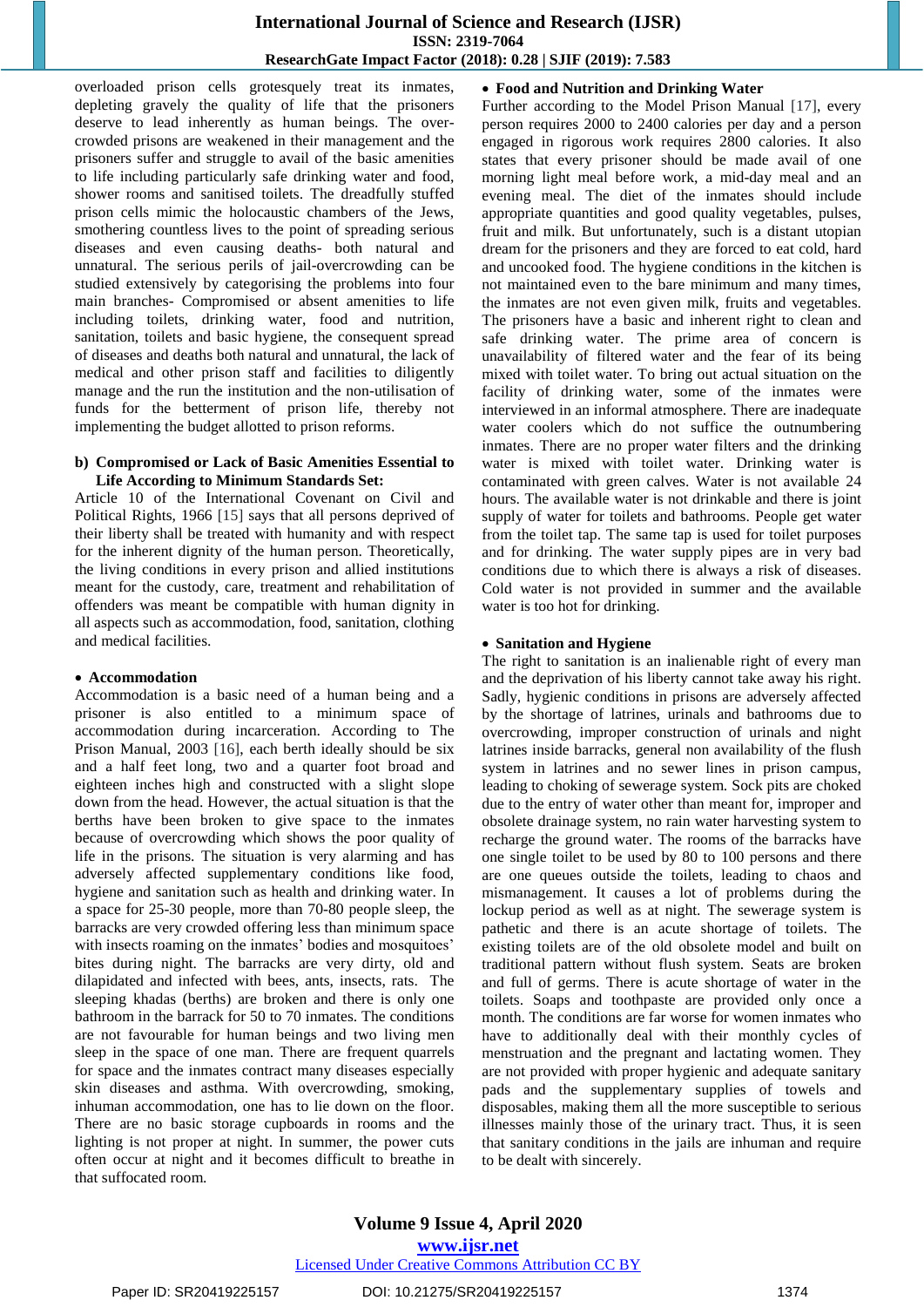overloaded prison cells grotesquely treat its inmates, depleting gravely the quality of life that the prisoners deserve to lead inherently as human beings. The over-crowded prisons are weakened in their management and the prisoners suffer and struggle to avail of the basic amenities to life including particularly safe drinking water and food, shower rooms and sanitised toilets. The dreadfully stuffed prison cells mimic the holocaustic chambers of the Jews, smothering countless lives to the point of spreading serious diseases and even causing deaths- both natural and unnatural. The serious perils of jail-overcrowding can be studied extensively by categorising the problems into four main branches- Compromised or absent amenities to life including toilets, drinking water, food and nutrition, sanitation, toilets and basic hygiene, the consequent spread of diseases and deaths both natural and unnatural, the lack of medical and other prison staff and facilities to diligently manage and the run the institution and the non-utilisation of funds for the betterment of prison life, thereby not implementing the budget allotted to prison reforms.

### b) Compromised or Lack of Basic Amenities Essential to Life According to Minimum Standards Set:

Article 10 of the International Covenant on Civil and Political Rights, 1966 [15] says that all persons deprived of their liberty shall be treated with humanity and with respect for the inherent dignity of the human person. Theoretically, the living conditions in every prison and allied institutions meant for the custody, care, treatment and rehabilitation of offenders was meant be compatible with human dignity in all aspects such as accommodation, food, sanitation, clothing and medical facilities.

- **Accommodation**

Accommodation is a basic need of a human being and a prisoner is also entitled to a minimum space of accommodation during incarceration. According to The Prison Manual, 2003 [16], each berth ideally should be six and a half feet long, two and a quarter foot broad and eighteen inches high and constructed with a slight slope down from the head. However, the actual situation is that the berths have been broken to give space to the inmates because of overcrowding which shows the poor quality of life in the prisons. The situation is very alarming and has adversely affected supplementary conditions like food, hygiene and sanitation such as health and drinking water. In a space for 25-30 people, more than 70-80 people sleep, the barracks are very crowded offering less than minimum space with insects roaming on the inmates' bodies and mosquitoes' bites during night. The barracks are very dirty, old and dilapidated and infected with bees, ants, insects, rats. The sleeping khadas (berths) are broken and there is only one bathroom in the barrack for 50 to 70 inmates. The conditions are not favourable for human beings and two living men sleep in the space of one man. There are frequent quarrels for space and the inmates contract many diseases especially skin diseases and asthma. With overcrowding, smoking, inhuman accommodation, one has to lie down on the floor. There are no basic storage cupboards in rooms and the lighting is not proper at night. In summer, the power cuts often occur at night and it becomes difficult to breathe in that suffocated room.

- **Food and Nutrition and Drinking Water**

Further according to the Model Prison Manual [17], every person requires 2000 to 2400 calories per day and a person engaged in rigorous work requires 2800 calories. It also states that every prisoner should be made avail of one morning light meal before work, a mid-day meal and an evening meal. The diet of the inmates should include appropriate quantities and good quality vegetables, pulses, fruit and milk. But unfortunately, such is a distant utopian dream for the prisoners and they are forced to eat cold, hard and uncooked food. The hygiene conditions in the kitchen is not maintained even to the bare minimum and many times, the inmates are not even given milk, fruits and vegetables. The prisoners have a basic and inherent right to clean and safe drinking water. The prime area of concern is unavailability of filtered water and the fear of its being mixed with toilet water. To bring out actual situation on the facility of drinking water, some of the inmates were interviewed in an informal atmosphere. There are inadequate water coolers which do not suffice the outnumbering inmates. There are no proper water filters and the drinking water is mixed with toilet water. Drinking water is contaminated with green calves. Water is not available 24 hours. The available water is not drinkable and there is joint supply of water for toilets and bathrooms. People get water from the toilet tap. The same tap is used for toilet purposes and for drinking. The water supply pipes are in very bad conditions due to which there is always a risk of diseases. Cold water is not provided in summer and the available water is too hot for drinking.

- **Sanitation and Hygiene**

The right to sanitation is an inalienable right of every man and the deprivation of his liberty cannot take away his right. Sadly, hygienic conditions in prisons are adversely affected by the shortage of latrines, urinals and bathrooms due to overcrowding, improper construction of urinals and night latrines inside barracks, general non availability of the flush system in latrines and no sewer lines in prison campus, leading to choking of sewerage system. Sock pits are choked due to the entry of water other than meant for, improper and obsolete drainage system, no rain water harvesting system to recharge the ground water. The rooms of the barracks have one single toilet to be used by 80 to 100 persons and there are one queues outside the toilets, leading to chaos and mismanagement. It causes a lot of problems during the lockup period as well as at night. The sewerage system is pathetic and there is an acute shortage of toilets. The existing toilets are of the old obsolete model and built on traditional pattern without flush system. Seats are broken and full of germs. There is acute shortage of water in the toilets. Soaps and toothpaste are provided only once a month. The conditions are far worse for women inmates who have to additionally deal with their monthly cycles of menstruation and the pregnant and lactating women. They are not provided with proper hygienic and adequate sanitary pads and the supplementary supplies of towels and disposables, making them all the more susceptible to serious illnesses mainly those of the urinary tract. Thus, it is seen that sanitary conditions in the jails are inhuman and require to be dealt with sincerely.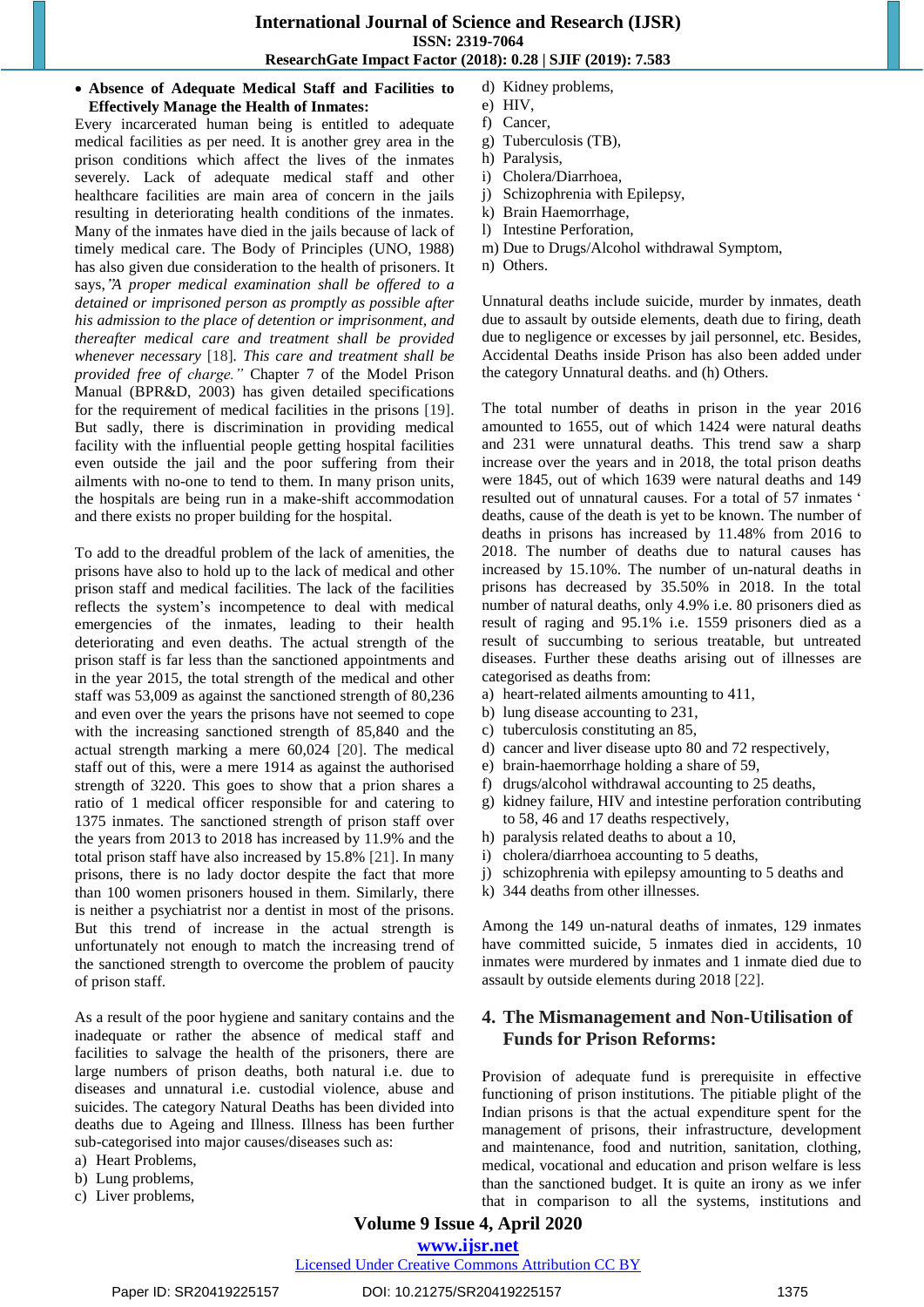- **Absence of Adequate Medical Staff and Facilities to Effectively Manage the Health of Inmates:**

Every incarcerated human being is entitled to adequate medical facilities as per need. It is another grey area in the prison conditions which affect the lives of the inmates severely. Lack of adequate medical staff and other healthcare facilities are main area of concern in the jails resulting in deteriorating health conditions of the inmates. Many of the inmates have died in the jails because of lack of timely medical care. The Body of Principles (UNO, 1988) has also given due consideration to the health of prisoners. It says,*"A proper medical examination shall be offered to a detained or imprisoned person as promptly as possible after his admission to the place of detention or imprisonment, and thereafter medical care and treatment shall be provided whenever necessary* [18]. *This care and treatment shall be provided free of charge."* Chapter 7 of the Model Prison Manual (BPR&D, 2003) has given detailed specifications for the requirement of medical facilities in the prisons [19]. But sadly, there is discrimination in providing medical facility with the influential people getting hospital facilities even outside the jail and the poor suffering from their ailments with no-one to tend to them. In many prison units, the hospitals are being run in a make-shift accommodation and there exists no proper building for the hospital.

To add to the dreadful problem of the lack of amenities, the prisons have also to hold up to the lack of medical and other prison staff and medical facilities. The lack of the facilities reflects the system's incompetence to deal with medical emergencies of the inmates, leading to their health deteriorating and even deaths. The actual strength of the prison staff is far less than the sanctioned appointments and in the year 2015, the total strength of the medical and other staff was 53,009 as against the sanctioned strength of 80,236 and even over the years the prisons have not seemed to cope with the increasing sanctioned strength of 85,840 and the actual strength marking a mere 60,024 [20]. The medical staff out of this, were a mere 1914 as against the authorised strength of 3220. This goes to show that a prion shares a ratio of 1 medical officer responsible for and catering to 1375 inmates. The sanctioned strength of prison staff over the years from 2013 to 2018 has increased by 11.9% and the total prison staff have also increased by 15.8% [21]. In many prisons, there is no lady doctor despite the fact that more than 100 women prisoners housed in them. Similarly, there is neither a psychiatrist nor a dentist in most of the prisons. But this trend of increase in the actual strength is unfortunately not enough to match the increasing trend of the sanctioned strength to overcome the problem of paucity of prison staff.

As a result of the poor hygiene and sanitary contains and the inadequate or rather the absence of medical staff and facilities to salvage the health of the prisoners, there are large numbers of prison deaths, both natural i.e. due to diseases and unnatural i.e. custodial violence, abuse and suicides. The category Natural Deaths has been divided into deaths due to Ageing and Illness. Illness has been further sub-categorised into major causes/diseases such as:

a) Heart Problems,
b) Lung problems,
c) Liver problems,
d) Kidney problems,
e) HIV,
f) Cancer,
g) Tuberculosis (TB),
h) Paralysis,
i) Cholera/Diarrhoea,
j) Schizophrenia with Epilepsy,
k) Brain Haemorrhage,
l) Intestine Perforation,
m) Due to Drugs/Alcohol withdrawal Symptom,
n) Others.

Unnatural deaths include suicide, murder by inmates, death due to assault by outside elements, death due to firing, death due to negligence or excesses by jail personnel, etc. Besides, Accidental Deaths inside Prison has also been added under the category Unnatural deaths. and (h) Others.

The total number of deaths in prison in the year 2016 amounted to 1655, out of which 1424 were natural deaths and 231 were unnatural deaths. This trend saw a sharp increase over the years and in 2018, the total prison deaths were 1845, out of which 1639 were natural deaths and 149 resulted out of unnatural causes. For a total of 57 inmates ' deaths, cause of the death is yet to be known. The number of deaths in prisons has increased by 11.48% from 2016 to 2018. The number of deaths due to natural causes has increased by 15.10%. The number of un-natural deaths in prisons has decreased by 35.50% in 2018. In the total number of natural deaths, only 4.9% i.e. 80 prisoners died as result of raging and 95.1% i.e. 1559 prisoners died as a result of succumbing to serious treatable, but untreated diseases. Further these deaths arising out of illnesses are categorised as deaths from:

a) heart-related ailments amounting to 411,
b) lung disease accounting to 231,
c) tuberculosis constituting an 85,
d) cancer and liver disease upto 80 and 72 respectively,
e) brain-haemorrhage holding a share of 59,
f) drugs/alcohol withdrawal accounting to 25 deaths,
g) kidney failure, HIV and intestine perforation contributing to 58, 46 and 17 deaths respectively,
h) paralysis related deaths to about a 10,
i) cholera/diarrhoea accounting to 5 deaths,
j) schizophrenia with epilepsy amounting to 5 deaths and
k) 344 deaths from other illnesses.

Among the 149 un-natural deaths of inmates, 129 inmates have committed suicide, 5 inmates died in accidents, 10 inmates were murdered by inmates and 1 inmate died due to assault by outside elements during 2018 [22].

## 4. The Mismanagement and Non-Utilisation of Funds for Prison Reforms:

Provision of adequate fund is prerequisite in effective functioning of prison institutions. The pitiable plight of the Indian prisons is that the actual expenditure spent for the management of prisons, their infrastructure, development and maintenance, food and nutrition, sanitation, clothing, medical, vocational and education and prison welfare is less than the sanctioned budget. It is quite an irony as we infer that in comparison to all the systems, institutions and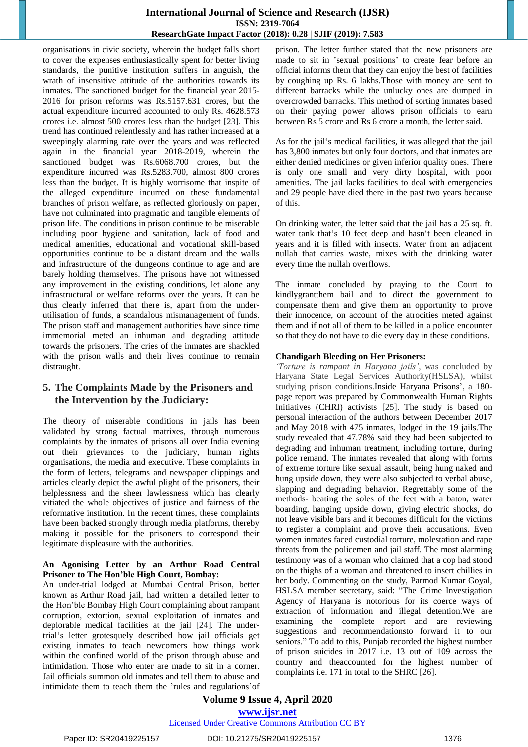organisations in civic society, wherein the budget falls short to cover the expenses enthusiastically spent for better living standards, the punitive institution suffers in anguish, the wrath of insensitive attitude of the authorities towards its inmates. The sanctioned budget for the financial year 2015-2016 for prison reforms was Rs.5157.631 crores, but the actual expenditure incurred accounted to only Rs. 4628.573 crores i.e. almost 500 crores less than the budget [23]. This trend has continued relentlessly and has rather increased at a sweepingly alarming rate over the years and was reflected again in the financial year 2018-2019, wherein the sanctioned budget was Rs.6068.700 crores, but the expenditure incurred was Rs.5283.700, almost 800 crores less than the budget. It is highly worrisome that inspite of the alleged expenditure incurred on these fundamental branches of prison welfare, as reflected gloriously on paper, have not culminated into pragmatic and tangible elements of prison life. The conditions in prison continue to be miserable including poor hygiene and sanitation, lack of food and medical amenities, educational and vocational skill-based opportunities continue to be a distant dream and the walls and infrastructure of the dungeons continue to age and are barely holding themselves. The prisons have not witnessed any improvement in the existing conditions, let alone any infrastructural or welfare reforms over the years. It can be thus clearly inferred that there is, apart from the under-utilisation of funds, a scandalous mismanagement of funds. The prison staff and management authorities have since time immemorial meted an inhuman and degrading attitude towards the prisoners. The cries of the inmates are shackled with the prison walls and their lives continue to remain distraught.

## 5. The Complaints Made by the Prisoners and the Intervention by the Judiciary:

The theory of miserable conditions in jails has been validated by strong factual matrixes, through numerous complaints by the inmates of prisons all over India evening out their grievances to the judiciary, human rights organisations, the media and executive. These complaints in the form of letters, telegrams and newspaper clippings and articles clearly depict the awful plight of the prisoners, their helplessness and the sheer lawlessness which has clearly vitiated the whole objectives of justice and fairness of the reformative institution. In the recent times, these complaints have been backed strongly through media platforms, thereby making it possible for the prisoners to correspond their legitimate displeasure with the authorities.

**An Agonising Letter by an Arthur Road Central Prisoner to The Hon'ble High Court, Bombay:**

An under-trial lodged at Mumbai Central Prison, better known as Arthur Road jail, had written a detailed letter to the Hon'ble Bombay High Court complaining about rampant corruption, extortion, sexual exploitation of inmates and deplorable medical facilities at the jail [24]. The under-trial's letter grotesquely described how jail officials get existing inmates to teach newcomers how things work within the confined world of the prison through abuse and intimidation. Those who enter are made to sit in a corner. Jail officials summon old inmates and tell them to abuse and intimidate them to teach them the 'rules and regulations' of prison. The letter further stated that the new prisoners are made to sit in 'sexual positions' to create fear before an official informs them that they can enjoy the best of facilities by coughing up Rs. 6 lakhs.Those with money are sent to different barracks while the unlucky ones are dumped in overcrowded barracks. This method of sorting inmates based on their paying power allows prison officials to earn between Rs 5 crore and Rs 6 crore a month, the letter said.

As for the jail's medical facilities, it was alleged that the jail has 3,800 inmates but only four doctors, and that inmates are either denied medicines or given inferior quality ones. There is only one small and very dirty hospital, with poor amenities. The jail lacks facilities to deal with emergencies and 29 people have died there in the past two years because of this.

On drinking water, the letter said that the jail has a 25 sq. ft. water tank that's 10 feet deep and hasn't been cleaned in years and it is filled with insects. Water from an adjacent nullah that carries waste, mixes with the drinking water every time the nullah overflows.

The inmate concluded by praying to the Court to kindlygrantthem bail and to direct the government to compensate them and give them an opportunity to prove their innocence, on account of the atrocities meted against them and if not all of them to be killed in a police encounter so that they do not have to die every day in these conditions.

**Chandigarh Bleeding on Her Prisoners:**

*'Torture is rampant in Haryana jails'*, was concluded by Haryana State Legal Services Authority(HSLSA), whilst studying prison conditions.Inside Haryana Prisons', a 180-page report was prepared by Commonwealth Human Rights Initiatives (CHRI) activists [25]. The study is based on personal interaction of the authors between December 2017 and May 2018 with 475 inmates, lodged in the 19 jails.The study revealed that 47.78% said they had been subjected to degrading and inhuman treatment, including torture, during police remand. The inmates revealed that along with forms of extreme torture like sexual assault, being hung naked and hung upside down, they were also subjected to verbal abuse, slapping and degrading behavior. Regrettably some of the methods- beating the soles of the feet with a baton, water boarding, hanging upside down, giving electric shocks, do not leave visible bars and it becomes difficult for the victims to register a complaint and prove their accusations. Even women inmates faced custodial torture, molestation and rape threats from the policemen and jail staff. The most alarming testimony was of a woman who claimed that a cop had stood on the thighs of a woman and threatened to insert chillies in her body. Commenting on the study, Parmod Kumar Goyal, HSLSA member secretary, said: "The Crime Investigation Agency of Haryana is notorious for its coerce ways of extraction of information and illegal detention.We are examining the complete report and are reviewing suggestions and recommendationsto forward it to our seniors." To add to this, Punjab recorded the highest number of prison suicides in 2017 i.e. 13 out of 109 across the country and theaccounted for the highest number of complaints i.e. 171 in total to the SHRC [26].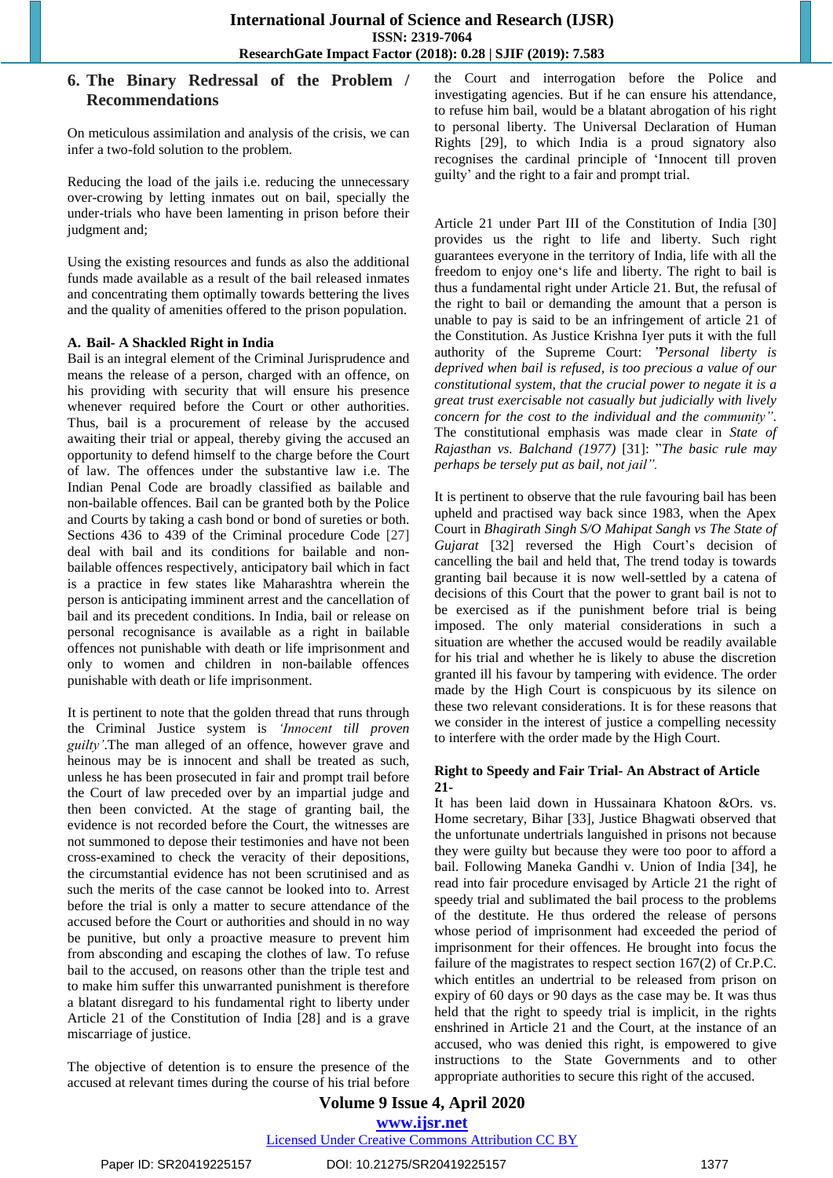## 6. The Binary Redressal of the Problem / Recommendations

On meticulous assimilation and analysis of the crisis, we can infer a two-fold solution to the problem.

Reducing the load of the jails i.e. reducing the unnecessary over-crowing by letting inmates out on bail, specially the under-trials who have been lamenting in prison before their judgment and;

Using the existing resources and funds as also the additional funds made available as a result of the bail released inmates and concentrating them optimally towards bettering the lives and the quality of amenities offered to the prison population.

### A. Bail- A Shackled Right in India

Bail is an integral element of the Criminal Jurisprudence and means the release of a person, charged with an offence, on his providing with security that will ensure his presence whenever required before the Court or other authorities. Thus, bail is a procurement of release by the accused awaiting their trial or appeal, thereby giving the accused an opportunity to defend himself to the charge before the Court of law. The offences under the substantive law i.e. The Indian Penal Code are broadly classified as bailable and non-bailable offences. Bail can be granted both by the Police and Courts by taking a cash bond or bond of sureties or both. Sections 436 to 439 of the Criminal procedure Code [27] deal with bail and its conditions for bailable and non-bailable offences respectively, anticipatory bail which in fact is a practice in few states like Maharashtra wherein the person is anticipating imminent arrest and the cancellation of bail and its precedent conditions. In India, bail or release on personal recognisance is available as a right in bailable offences not punishable with death or life imprisonment and only to women and children in non-bailable offences punishable with death or life imprisonment.

It is pertinent to note that the golden thread that runs through the Criminal Justice system is *'Innocent till proven guilty'*.The man alleged of an offence, however grave and heinous may be is innocent and shall be treated as such, unless he has been prosecuted in fair and prompt trail before the Court of law preceded over by an impartial judge and then been convicted. At the stage of granting bail, the evidence is not recorded before the Court, the witnesses are not summoned to depose their testimonies and have not been cross-examined to check the veracity of their depositions, the circumstantial evidence has not been scrutinised and as such the merits of the case cannot be looked into to. Arrest before the trial is only a matter to secure attendance of the accused before the Court or authorities and should in no way be punitive, but only a proactive measure to prevent him from absconding and escaping the clothes of law. To refuse bail to the accused, on reasons other than the triple test and to make him suffer this unwarranted punishment is therefore a blatant disregard to his fundamental right to liberty under Article 21 of the Constitution of India [28] and is a grave miscarriage of justice.

The objective of detention is to ensure the presence of the accused at relevant times during the course of his trial before the Court and interrogation before the Police and investigating agencies. But if he can ensure his attendance, to refuse him bail, would be a blatant abrogation of his right to personal liberty. The Universal Declaration of Human Rights [29], to which India is a proud signatory also recognises the cardinal principle of 'Innocent till proven guilty' and the right to a fair and prompt trial.

Article 21 under Part III of the Constitution of India [30] provides us the right to life and liberty. Such right guarantees everyone in the territory of India, life with all the freedom to enjoy one's life and liberty. The right to bail is thus a fundamental right under Article 21. But, the refusal of the right to bail or demanding the amount that a person is unable to pay is said to be an infringement of article 21 of the Constitution. As Justice Krishna Iyer puts it with the full authority of the Supreme Court: *"Personal liberty is deprived when bail is refused, is too precious a value of our constitutional system, that the crucial power to negate it is a great trust exercisable not casually but judicially with lively concern for the cost to the individual and the community"*. The constitutional emphasis was made clear in *State of Rajasthan vs. Balchand (1977)* [31]: *"The basic rule may perhaps be tersely put as bail, not jail"*.

It is pertinent to observe that the rule favouring bail has been upheld and practised way back since 1983, when the Apex Court in *Bhagirath Singh S/O Mahipat Sangh vs The State of Gujarat* [32] reversed the High Court's decision of cancelling the bail and held that, The trend today is towards granting bail because it is now well-settled by a catena of decisions of this Court that the power to grant bail is not to be exercised as if the punishment before trial is being imposed. The only material considerations in such a situation are whether the accused would be readily available for his trial and whether he is likely to abuse the discretion granted ill his favour by tampering with evidence. The order made by the High Court is conspicuous by its silence on these two relevant considerations. It is for these reasons that we consider in the interest of justice a compelling necessity to interfere with the order made by the High Court.

**Right to Speedy and Fair Trial- An Abstract of Article 21-**

It has been laid down in Hussainara Khatoon &Ors. vs. Home secretary, Bihar [33], Justice Bhagwati observed that the unfortunate undertrials languished in prisons not because they were guilty but because they were too poor to afford a bail. Following Maneka Gandhi v. Union of India [34], he read into fair procedure envisaged by Article 21 the right of speedy trial and sublimated the bail process to the problems of the destitute. He thus ordered the release of persons whose period of imprisonment had exceeded the period of imprisonment for their offences. He brought into focus the failure of the magistrates to respect section 167(2) of Cr.P.C. which entitles an undertrial to be released from prison on expiry of 60 days or 90 days as the case may be. It was thus held that the right to speedy trial is implicit, in the rights enshrined in Article 21 and the Court, at the instance of an accused, who was denied this right, is empowered to give instructions to the State Governments and to other appropriate authorities to secure this right of the accused.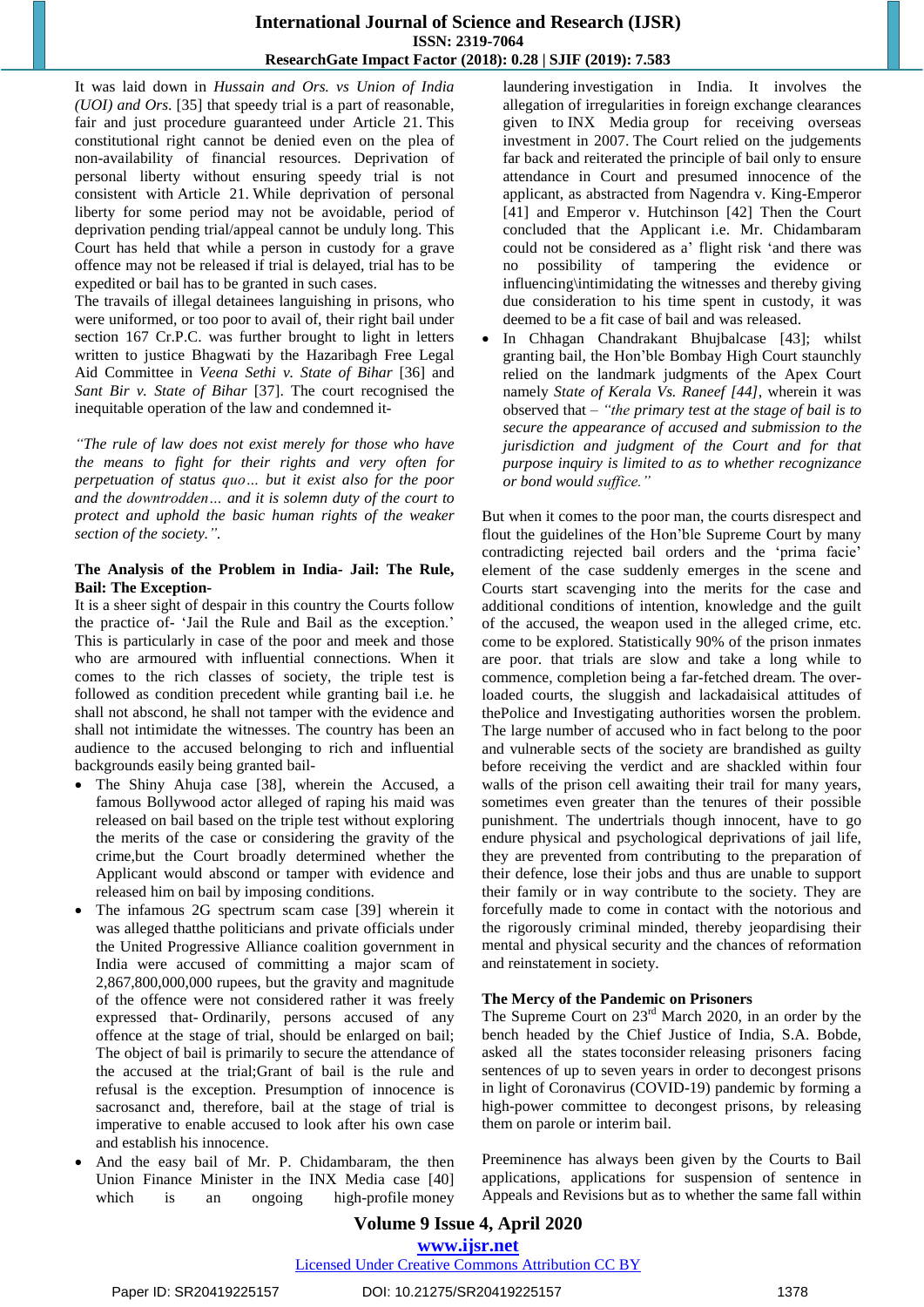It was laid down in *Hussain and Ors. vs Union of India (UOI) and Ors.* [35] that speedy trial is a part of reasonable, fair and just procedure guaranteed under Article 21. This constitutional right cannot be denied even on the plea of non-availability of financial resources. Deprivation of personal liberty without ensuring speedy trial is not consistent with Article 21. While deprivation of personal liberty for some period may not be avoidable, period of deprivation pending trial/appeal cannot be unduly long. This Court has held that while a person in custody for a grave offence may not be released if trial is delayed, trial has to be expedited or bail has to be granted in such cases.

The travails of illegal detainees languishing in prisons, who were uniformed, or too poor to avail of, their right bail under section 167 Cr.P.C. was further brought to light in letters written to justice Bhagwati by the Hazaribagh Free Legal Aid Committee in *Veena Sethi v. State of Bihar* [36] and *Sant Bir v. State of Bihar* [37]. The court recognised the inequitable operation of the law and condemned it-

*"The rule of law does not exist merely for those who have the means to fight for their rights and very often for perpetuation of status quo… but it exist also for the poor and the downtrodden… and it is solemn duty of the court to protect and uphold the basic human rights of the weaker section of the society.".*

**The Analysis of the Problem in India- Jail: The Rule, Bail: The Exception-**

It is a sheer sight of despair in this country the Courts follow the practice of- 'Jail the Rule and Bail as the exception.' This is particularly in case of the poor and meek and those who are armoured with influential connections. When it comes to the rich classes of society, the triple test is followed as condition precedent while granting bail i.e. he shall not abscond, he shall not tamper with the evidence and shall not intimidate the witnesses. The country has been an audience to the accused belonging to rich and influential backgrounds easily being granted bail-

- The Shiny Ahuja case [38], wherein the Accused, a famous Bollywood actor alleged of raping his maid was released on bail based on the triple test without exploring the merits of the case or considering the gravity of the crime,but the Court broadly determined whether the Applicant would abscond or tamper with evidence and released him on bail by imposing conditions.
- The infamous 2G spectrum scam case [39] wherein it was alleged thatthe politicians and private officials under the United Progressive Alliance coalition government in India were accused of committing a major scam of 2,867,800,000,000 rupees, but the gravity and magnitude of the offence were not considered rather it was freely expressed that- Ordinarily, persons accused of any offence at the stage of trial, should be enlarged on bail; The object of bail is primarily to secure the attendance of the accused at the trial;Grant of bail is the rule and refusal is the exception. Presumption of innocence is sacrosanct and, therefore, bail at the stage of trial is imperative to enable accused to look after his own case and establish his innocence.
- And the easy bail of Mr. P. Chidambaram, the then Union Finance Minister in the INX Media case [40] which is an ongoing high-profile money laundering investigation in India. It involves the allegation of irregularities in foreign exchange clearances given to INX Media group for receiving overseas investment in 2007. The Court relied on the judgements far back and reiterated the principle of bail only to ensure attendance in Court and presumed innocence of the applicant, as abstracted from Nagendra v. King-Emperor [41] and Emperor v. Hutchinson [42] Then the Court concluded that the Applicant i.e. Mr. Chidambaram could not be considered as a' flight risk 'and there was no possibility of tampering the evidence or influencing\intimidating the witnesses and thereby giving due consideration to his time spent in custody, it was deemed to be a fit case of bail and was released.
- In Chhagan Chandrakant Bhujbalcase [43]; whilst granting bail, the Hon'ble Bombay High Court staunchly relied on the landmark judgments of the Apex Court namely *State of Kerala Vs. Raneef [44]*, wherein it was observed that – *"the primary test at the stage of bail is to secure the appearance of accused and submission to the jurisdiction and judgment of the Court and for that purpose inquiry is limited to as to whether recognizance or bond would suffice."*

But when it comes to the poor man, the courts disrespect and flout the guidelines of the Hon'ble Supreme Court by many contradicting rejected bail orders and the 'prima facie' element of the case suddenly emerges in the scene and Courts start scavenging into the merits for the case and additional conditions of intention, knowledge and the guilt of the accused, the weapon used in the alleged crime, etc. come to be explored. Statistically 90% of the prison inmates are poor. that trials are slow and take a long while to commence, completion being a far-fetched dream. The over-loaded courts, the sluggish and lackadaisical attitudes of thePolice and Investigating authorities worsen the problem. The large number of accused who in fact belong to the poor and vulnerable sects of the society are brandished as guilty before receiving the verdict and are shackled within four walls of the prison cell awaiting their trail for many years, sometimes even greater than the tenures of their possible punishment. The undertrials though innocent, have to go endure physical and psychological deprivations of jail life, they are prevented from contributing to the preparation of their defence, lose their jobs and thus are unable to support their family or in way contribute to the society. They are forcefully made to come in contact with the notorious and the rigorously criminal minded, thereby jeopardising their mental and physical security and the chances of reformation and reinstatement in society.

**The Mercy of the Pandemic on Prisoners**

The Supreme Court on 23rd March 2020, in an order by the bench headed by the Chief Justice of India, S.A. Bobde, asked all the states toconsider releasing prisoners facing sentences of up to seven years in order to decongest prisons in light of Coronavirus (COVID-19) pandemic by forming a high-power committee to decongest prisons, by releasing them on parole or interim bail.

Preeminence has always been given by the Courts to Bail applications, applications for suspension of sentence in Appeals and Revisions but as to whether the same fall within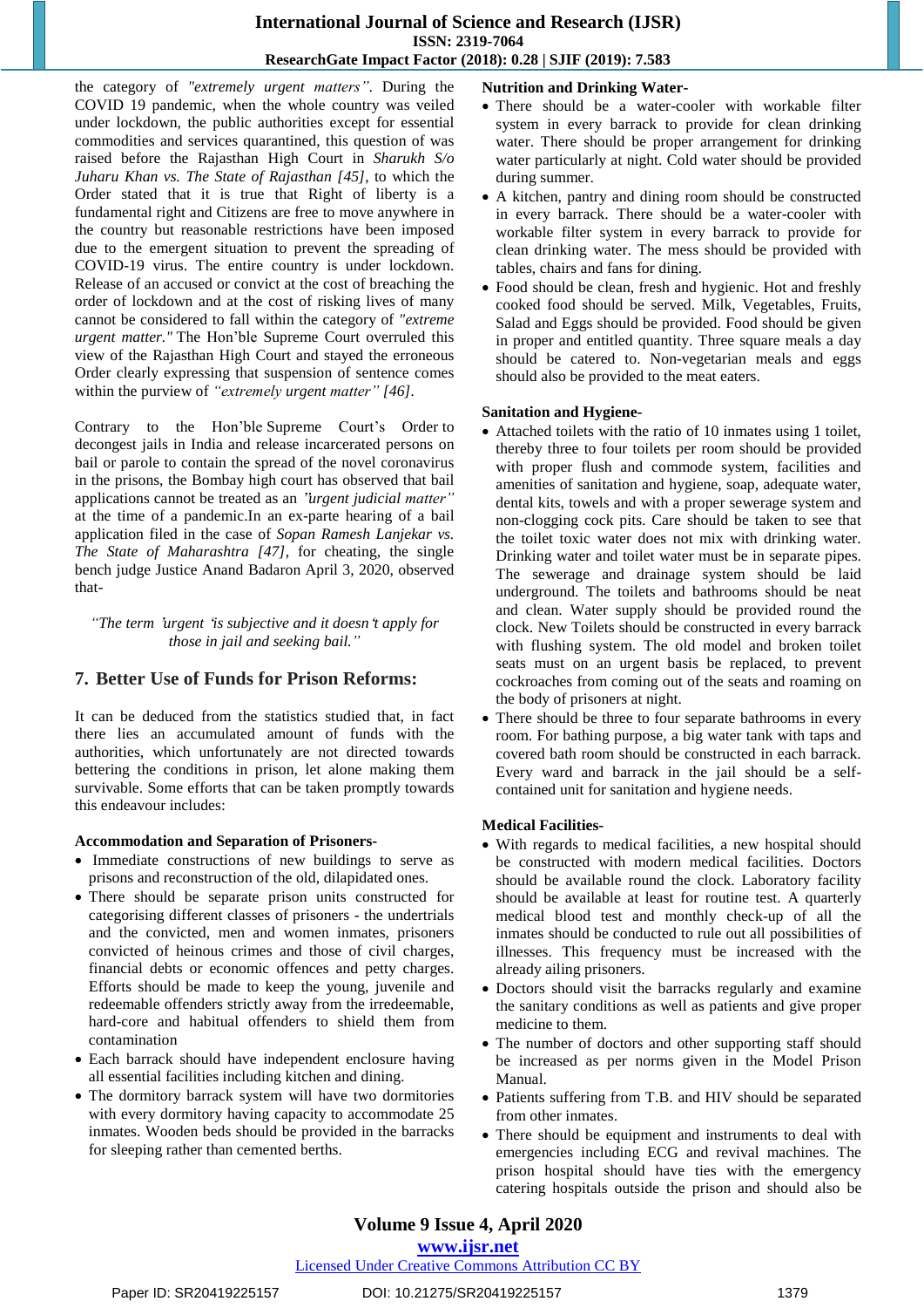the category of *"extremely urgent matters"*. During the COVID 19 pandemic, when the whole country was veiled under lockdown, the public authorities except for essential commodities and services quarantined, this question of was raised before the Rajasthan High Court in *Sharukh S/o Juharu Khan vs. The State of Rajasthan [45]*, to which the Order stated that it is true that Right of liberty is a fundamental right and Citizens are free to move anywhere in the country but reasonable restrictions have been imposed due to the emergent situation to prevent the spreading of COVID-19 virus. The entire country is under lockdown. Release of an accused or convict at the cost of breaching the order of lockdown and at the cost of risking lives of many cannot be considered to fall within the category of *"extreme urgent matter."* The Hon'ble Supreme Court overruled this view of the Rajasthan High Court and stayed the erroneous Order clearly expressing that suspension of sentence comes within the purview of *"extremely urgent matter" [46]*.

Contrary to the Hon'ble Supreme Court's Order to decongest jails in India and release incarcerated persons on bail or parole to contain the spread of the novel coronavirus in the prisons, the Bombay high court has observed that bail applications cannot be treated as an *"urgent judicial matter"* at the time of a pandemic.In an ex-parte hearing of a bail application filed in the case of *Sopan Ramesh Lanjekar vs. The State of Maharashtra [47]*, for cheating, the single bench judge Justice Anand Badaron April 3, 2020, observed that-

> *"The term 'urgent 'is subjective and it doesn't apply for those in jail and seeking bail."*

## 7. Better Use of Funds for Prison Reforms:

It can be deduced from the statistics studied that, in fact there lies an accumulated amount of funds with the authorities, which unfortunately are not directed towards bettering the conditions in prison, let alone making them survivable. Some efforts that can be taken promptly towards this endeavour includes:

**Accommodation and Separation of Prisoners-**

- Immediate constructions of new buildings to serve as prisons and reconstruction of the old, dilapidated ones.
- There should be separate prison units constructed for categorising different classes of prisoners - the undertrials and the convicted, men and women inmates, prisoners convicted of heinous crimes and those of civil charges, financial debts or economic offences and petty charges. Efforts should be made to keep the young, juvenile and redeemable offenders strictly away from the irredeemable, hard-core and habitual offenders to shield them from contamination
- Each barrack should have independent enclosure having all essential facilities including kitchen and dining.
- The dormitory barrack system will have two dormitories with every dormitory having capacity to accommodate 25 inmates. Wooden beds should be provided in the barracks for sleeping rather than cemented berths.

**Nutrition and Drinking Water-**

- There should be a water-cooler with workable filter system in every barrack to provide for clean drinking water. There should be proper arrangement for drinking water particularly at night. Cold water should be provided during summer.
- A kitchen, pantry and dining room should be constructed in every barrack. There should be a water-cooler with workable filter system in every barrack to provide for clean drinking water. The mess should be provided with tables, chairs and fans for dining.
- Food should be clean, fresh and hygienic. Hot and freshly cooked food should be served. Milk, Vegetables, Fruits, Salad and Eggs should be provided. Food should be given in proper and entitled quantity. Three square meals a day should be catered to. Non-vegetarian meals and eggs should also be provided to the meat eaters.

**Sanitation and Hygiene-**

- Attached toilets with the ratio of 10 inmates using 1 toilet, thereby three to four toilets per room should be provided with proper flush and commode system, facilities and amenities of sanitation and hygiene, soap, adequate water, dental kits, towels and with a proper sewerage system and non-clogging cock pits. Care should be taken to see that the toilet toxic water does not mix with drinking water. Drinking water and toilet water must be in separate pipes. The sewerage and drainage system should be laid underground. The toilets and bathrooms should be neat and clean. Water supply should be provided round the clock. New Toilets should be constructed in every barrack with flushing system. The old model and broken toilet seats must on an urgent basis be replaced, to prevent cockroaches from coming out of the seats and roaming on the body of prisoners at night.
- There should be three to four separate bathrooms in every room. For bathing purpose, a big water tank with taps and covered bath room should be constructed in each barrack. Every ward and barrack in the jail should be a self-contained unit for sanitation and hygiene needs.

**Medical Facilities-**

- With regards to medical facilities, a new hospital should be constructed with modern medical facilities. Doctors should be available round the clock. Laboratory facility should be available at least for routine test. A quarterly medical blood test and monthly check-up of all the inmates should be conducted to rule out all possibilities of illnesses. This frequency must be increased with the already ailing prisoners.
- Doctors should visit the barracks regularly and examine the sanitary conditions as well as patients and give proper medicine to them.
- The number of doctors and other supporting staff should be increased as per norms given in the Model Prison Manual.
- Patients suffering from T.B. and HIV should be separated from other inmates.
- There should be equipment and instruments to deal with emergencies including ECG and revival machines. The prison hospital should have ties with the emergency catering hospitals outside the prison and should also be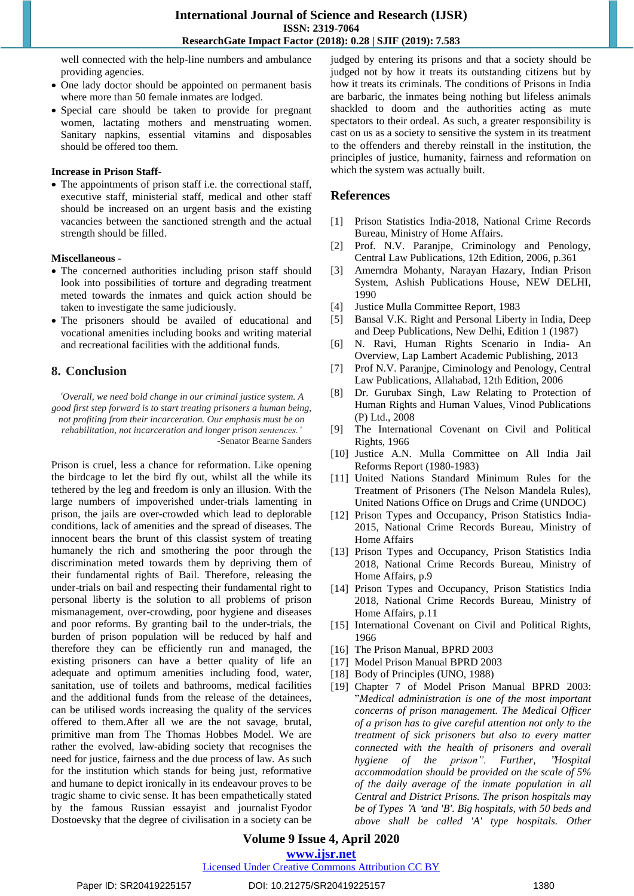well connected with the help-line numbers and ambulance providing agencies.

- One lady doctor should be appointed on permanent basis where more than 50 female inmates are lodged.
- Special care should be taken to provide for pregnant women, lactating mothers and menstruating women. Sanitary napkins, essential vitamins and disposables should be offered too them.

**Increase in Prison Staff-**

- The appointments of prison staff i.e. the correctional staff, executive staff, ministerial staff, medical and other staff should be increased on an urgent basis and the existing vacancies between the sanctioned strength and the actual strength should be filled.

**Miscellaneous -**

- The concerned authorities including prison staff should look into possibilities of torture and degrading treatment meted towards the inmates and quick action should be taken to investigate the same judiciously.
- The prisoners should be availed of educational and vocational amenities including books and writing material and recreational facilities with the additional funds.

## 8. Conclusion

*'Overall, we need bold change in our criminal justice system. A good first step forward is to start treating prisoners a human being, not profiting from their incarceration. Our emphasis must be on rehabilitation, not incarceration and longer prison sentences.'*

-Senator Bearne Sanders

Prison is cruel, less a chance for reformation. Like opening the birdcage to let the bird fly out, whilst all the while its tethered by the leg and freedom is only an illusion. With the large numbers of impoverished under-trials lamenting in prison, the jails are over-crowded which lead to deplorable conditions, lack of amenities and the spread of diseases. The innocent bears the brunt of this classist system of treating humanely the rich and smothering the poor through the discrimination meted towards them by depriving them of their fundamental rights of Bail. Therefore, releasing the under-trials on bail and respecting their fundamental right to personal liberty is the solution to all problems of prison mismanagement, over-crowding, poor hygiene and diseases and poor reforms. By granting bail to the under-trials, the burden of prison population will be reduced by half and therefore they can be efficiently run and managed, the existing prisoners can have a better quality of life an adequate and optimum amenities including food, water, sanitation, use of toilets and bathrooms, medical facilities and the additional funds from the release of the detainees, can be utilised words increasing the quality of the services offered to them.After all we are the not savage, brutal, primitive man from The Thomas Hobbes Model. We are rather the evolved, law-abiding society that recognises the need for justice, fairness and the due process of law. As such for the institution which stands for being just, reformative and humane to depict ironically in its endeavour proves to be tragic shame to civic sense. It has been empathetically stated by the famous Russian essayist and journalist Fyodor Dostoevsky that the degree of civilisation in a society can be judged by entering its prisons and that a society should be judged not by how it treats its outstanding citizens but by how it treats its criminals. The conditions of Prisons in India are barbaric, the inmates being nothing but lifeless animals shackled to doom and the authorities acting as mute spectators to their ordeal. As such, a greater responsibility is cast on us as a society to sensitive the system in its treatment to the offenders and thereby reinstall in the institution, the principles of justice, humanity, fairness and reformation on which the system was actually built.

## References

[1] Prison Statistics India-2018, National Crime Records Bureau, Ministry of Home Affairs.

[2] Prof. N.V. Paranjpe, Criminology and Penology, Central Law Publications, 12th Edition, 2006, p.361

[3] Amerndra Mohanty, Narayan Hazary, Indian Prison System, Ashish Publications House, NEW DELHI, 1990

[4] Justice Mulla Committee Report, 1983

[5] Bansal V.K. Right and Personal Liberty in India, Deep and Deep Publications, New Delhi, Edition 1 (1987)

[6] N. Ravi, Human Rights Scenario in India- An Overview, Lap Lambert Academic Publishing, 2013

[7] Prof N.V. Paranjpe, Ciminology and Penology, Central Law Publications, Allahabad, 12th Edition, 2006

[8] Dr. Gurubax Singh, Law Relating to Protection of Human Rights and Human Values, Vinod Publications (P) Ltd., 2008

[9] The International Covenant on Civil and Political Rights, 1966

[10] Justice A.N. Mulla Committee on All India Jail Reforms Report (1980-1983)

[11] United Nations Standard Minimum Rules for the Treatment of Prisoners (The Nelson Mandela Rules), United Nations Office on Drugs and Crime (UNDOC)

[12] Prison Types and Occupancy, Prison Statistics India-2015, National Crime Records Bureau, Ministry of Home Affairs

[13] Prison Types and Occupancy, Prison Statistics India 2018, National Crime Records Bureau, Ministry of Home Affairs, p.9

[14] Prison Types and Occupancy, Prison Statistics India 2018, National Crime Records Bureau, Ministry of Home Affairs, p.11

[15] International Covenant on Civil and Political Rights, 1966

[16] The Prison Manual, BPRD 2003

[17] Model Prison Manual BPRD 2003

[18] Body of Principles (UNO, 1988)

[19] Chapter 7 of Model Prison Manual BPRD 2003: "*Medical administration is one of the most important concerns of prison management. The Medical Officer of a prison has to give careful attention not only to the treatment of sick prisoners but also to every matter connected with the health of prisoners and overall hygiene of the prison". Further, "Hospital accommodation should be provided on the scale of 5% of the daily average of the inmate population in all Central and District Prisons. The prison hospitals may be of Types 'A 'and 'B'. Big hospitals, with 50 beds and above shall be called 'A' type hospitals. Other*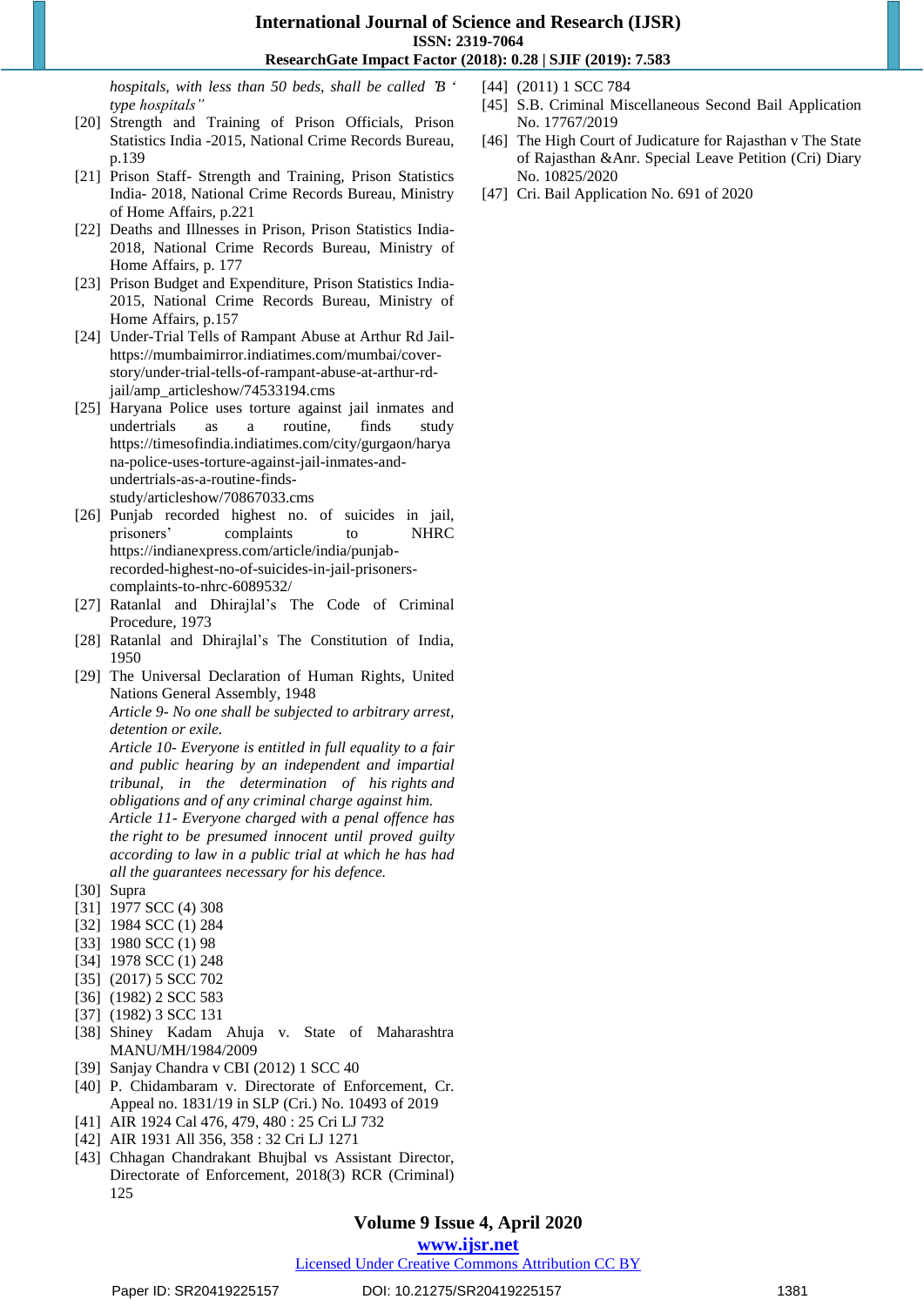*hospitals, with less than 50 beds, shall be called 'B ' type hospitals"*

[20] Strength and Training of Prison Officials, Prison Statistics India -2015, National Crime Records Bureau, p.139

[21] Prison Staff- Strength and Training, Prison Statistics India- 2018, National Crime Records Bureau, Ministry of Home Affairs, p.221

[22] Deaths and Illnesses in Prison, Prison Statistics India-2018, National Crime Records Bureau, Ministry of Home Affairs, p. 177

[23] Prison Budget and Expenditure, Prison Statistics India-2015, National Crime Records Bureau, Ministry of Home Affairs, p.157

[24] Under-Trial Tells of Rampant Abuse at Arthur Rd Jail- https://mumbaimirror.indiatimes.com/mumbai/cover-story/under-trial-tells-of-rampant-abuse-at-arthur-rd-jail/amp_articleshow/74533194.cms

[25] Haryana Police uses torture against jail inmates and undertrials as a routine, finds study https://timesofindia.indiatimes.com/city/gurgaon/haryana-police-uses-torture-against-jail-inmates-and-undertrials-as-a-routine-finds-study/articleshow/70867033.cms

[26] Punjab recorded highest no. of suicides in jail, prisoners' complaints to NHRC https://indianexpress.com/article/india/punjab-recorded-highest-no-of-suicides-in-jail-prisoners-complaints-to-nhrc-6089532/

[27] Ratanlal and Dhirajlal's The Code of Criminal Procedure, 1973

[28] Ratanlal and Dhirajlal's The Constitution of India, 1950

[29] The Universal Declaration of Human Rights, United Nations General Assembly, 1948

*Article 9- No one shall be subjected to arbitrary arrest, detention or exile.*

*Article 10- Everyone is entitled in full equality to a fair and public hearing by an independent and impartial tribunal, in the determination of his rights and obligations and of any criminal charge against him.*

*Article 11- Everyone charged with a penal offence has the right to be presumed innocent until proved guilty according to law in a public trial at which he has had all the guarantees necessary for his defence.*

[30] Supra

[31] 1977 SCC (4) 308

[32] 1984 SCC (1) 284

[33] 1980 SCC (1) 98

[34] 1978 SCC (1) 248

[35] (2017) 5 SCC 702

[36] (1982) 2 SCC 583

[37] (1982) 3 SCC 131

[38] Shiney Kadam Ahuja v. State of Maharashtra MANU/MH/1984/2009

[39] Sanjay Chandra v CBI (2012) 1 SCC 40

[40] P. Chidambaram v. Directorate of Enforcement, Cr. Appeal no. 1831/19 in SLP (Cri.) No. 10493 of 2019

[41] AIR 1924 Cal 476, 479, 480 : 25 Cri LJ 732

[42] AIR 1931 All 356, 358 : 32 Cri LJ 1271

[43] Chhagan Chandrakant Bhujbal vs Assistant Director, Directorate of Enforcement, 2018(3) RCR (Criminal) 125

[44] (2011) 1 SCC 784

[45] S.B. Criminal Miscellaneous Second Bail Application No. 17767/2019

[46] The High Court of Judicature for Rajasthan v The State of Rajasthan &Anr. Special Leave Petition (Cri) Diary No. 10825/2020

[47] Cri. Bail Application No. 691 of 2020